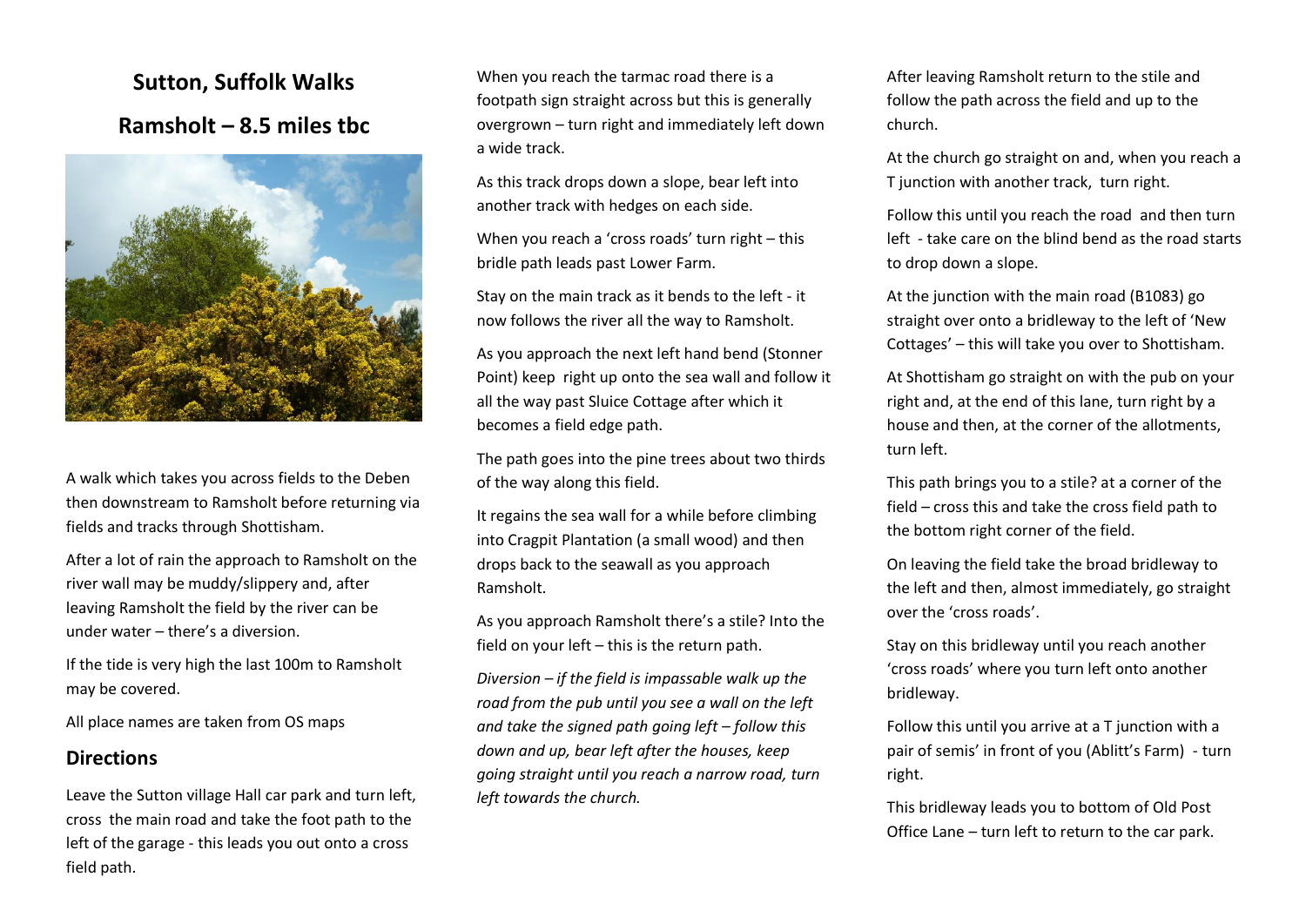# Sutton, Suffolk Walks

## Ramsholt – 8.5 miles tbc

A walk which takes you across fields to the Deben then downstream to Ramsholt before returning via fields and tracks through Shottisham.

After a lot of rain the approach to Ramsholt on the river wall may be muddy/slippery and, after leaving Ramsholt the field by the river can be under water – there's a diversion.

If the tide is very high the last 100m to Ramsholt may be covered.

All place names are taken from OS maps

## Directions

Leave the Sutton village Hall car park and turn left, cross the main road and take the foot path to the left of the garage - this leads you out onto a cross field path.

When you reach the tarmac road there is a footpath sign straight across but this is generally overgrown – turn right and immediately left down a wide track.

As this track drops down a slope, bear left into another track with hedges on each side.

When you reach a 'cross roads' turn right – this bridle path leads past Lower Farm.

Stay on the main track as it bends to the left - it now follows the river all the way to Ramsholt.

As you approach the next left hand bend (Stonner Point) keep right up onto the sea wall and follow it all the way past Sluice Cottage after which it becomes a field edge path.

The path goes into the pine trees about two thirds of the way along this field.

It regains the sea wall for a while before climbing into Cragpit Plantation (a small wood) and then drops back to the seawall as you approach Ramsholt.

As you approach Ramsholt there's a stile? Into the field on your left – this is the return path.

*Diversion – if the field is impassable walk up the road from the pub until you see a wall on the left and take the signed path going left – follow this down and up, bear left after the houses, keep going straight until you reach a narrow road, turn left towards the church.*

After leaving Ramsholt return to the stile and follow the path across the field and up to the church.

At the church go straight on and, when you reach a T junction with another track, turn right.

Follow this until you reach the road and then turn left - take care on the blind bend as the road starts to drop down a slope.

At the junction with the main road (B1083) go straight over onto a bridleway to the left of 'New Cottages' – this will take you over to Shottisham.

At Shottisham go straight on with the pub on your right and, at the end of this lane, turn right by a house and then, at the corner of the allotments, turn left.

This path brings you to a stile? at a corner of the field – cross this and take the cross field path to the bottom right corner of the field.

On leaving the field take the broad bridleway to the left and then, almost immediately, go straight over the 'cross roads'.

Stay on this bridleway until you reach another 'cross roads' where you turn left onto another bridleway.

Follow this until you arrive at a T junction with a pair of semis' in front of you (Ablitt's Farm) - turn right.

This bridleway leads you to bottom of Old Post Office Lane – turn left to return to the car park.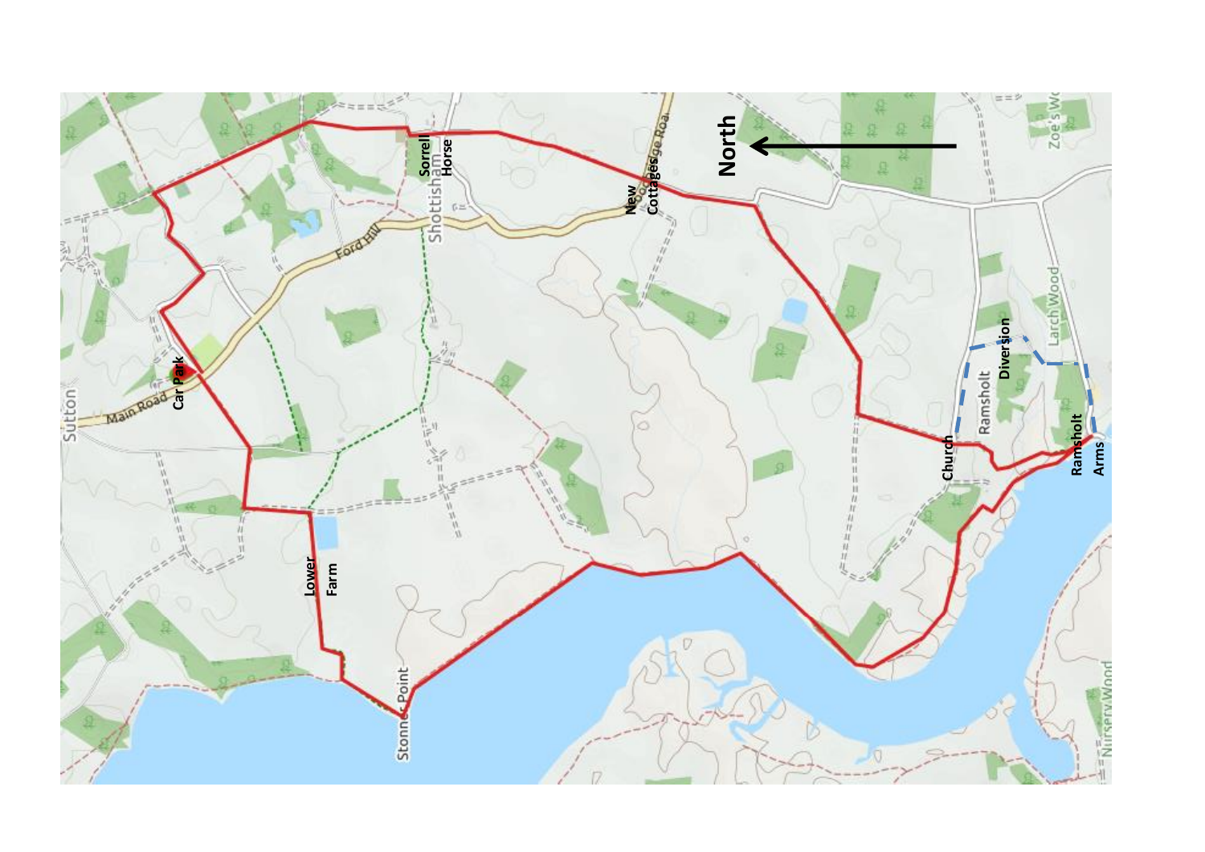North

Car Park

Sorrell Horse

New Cottages

Lower Farm

Stonner Point

Church

Ramsholt

Diversion

Ramsholt Arms

Sutton

Main Road

Ford Hill

Shottisham

Larch Wood

Zoe's Wood

Nursery Wood